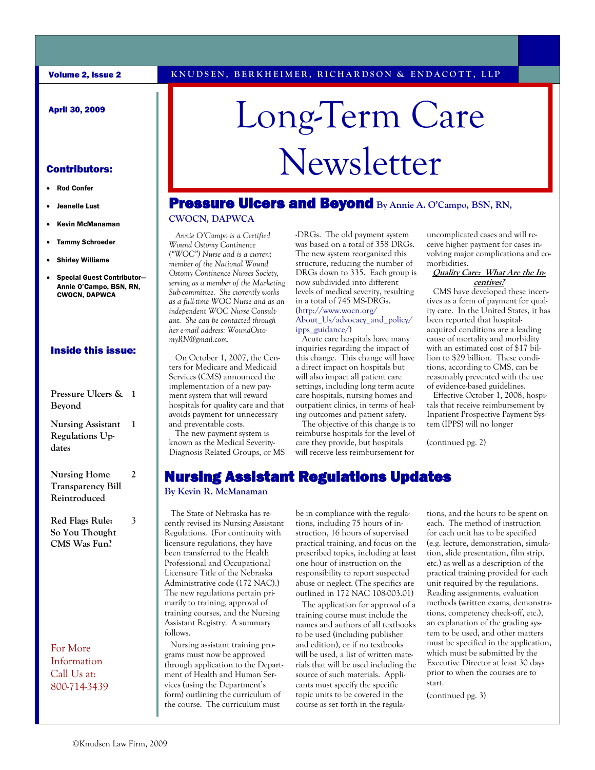KNUDSEN, BERKHEIMER, RICHARDSON & ENDACOTT, LLP

Volume 2, Issue 2

April 30, 2009

# Long-Term Care Newsletter

**Contributors:**

- Rod Confer
- Jeanelle Lust
- Kevin McManaman
- Tammy Schroeder
- Shirley Williams
- Special Guest Contributor—Annie O'Campo, BSN, RN, CWOCN, DAPWCA

**Inside this issue:**

| | |
|---|---|
| Pressure Ulcers & Beyond | 1 |
| Nursing Assistant Regulations Updates | 1 |
| Nursing Home Transparency Bill Reintroduced | 2 |
| Red Flags Rule: So You Thought CMS Was Fun? | 3 |

For More Information Call Us at: 800-714-3439

## Pressure Ulcers and Beyond

**By Annie A. O'Campo, BSN, RN, CWOCN, DAPWCA**

*Annie O'Campo is a Certified Wound Ostomy Continence ("WOC") Nurse and is a current member of the National Wound Ostomy Continence Nurses Society, serving as a member of the Marketing Sub-committee. She currently works as a full-time WOC Nurse and as an independent WOC Nurse Consultant. She can be contacted through her e-mail address: WoundOstomyRN@gmail.com.*

On October 1, 2007, the Centers for Medicare and Medicaid Services (CMS) announced the implementation of a new payment system that will reward hospitals for quality care and that avoids payment for unnecessary and preventable costs.

The new payment system is known as the Medical Severity-Diagnosis Related Groups, or MS-DRGs. The old payment system was based on a total of 358 DRGs. The new system reorganized this structure, reducing the number of DRGs down to 335. Each group is now subdivided into different levels of medical severity, resulting in a total of 745 MS-DRGs. (http://www.wocn.org/About_Us/advocacy_and_policy/ipps_guidance/)

Acute care hospitals have many inquiries regarding the impact of this change. This change will have a direct impact on hospitals but will also impact all patient care settings, including long term acute care hospitals, nursing homes and outpatient clinics, in terms of healing outcomes and patient safety.

The objective of this change is to reimburse hospitals for the level of care they provide, but hospitals will receive less reimbursement for uncomplicated cases and will receive higher payment for cases involving major complications and comorbidities.

***Quality Care: What Are the Incentives?***

CMS have developed these incentives as a form of payment for quality care. In the United States, it has been reported that hospital-acquired conditions are a leading cause of mortality and morbidity with an estimated cost of $17 billion to $29 billion. These conditions, according to CMS, can be reasonably prevented with the use of evidence-based guidelines.

Effective October 1, 2008, hospitals that receive reimbursement by Inpatient Prospective Payment System (IPPS) will no longer

(continued pg. 2)

## Nursing Assistant Regulations Updates

**By Kevin R. McManaman**

The State of Nebraska has recently revised its Nursing Assistant Regulations. (For continuity with licensure regulations, they have been transferred to the Health Professional and Occupational Licensure Title of the Nebraska Administrative code (172 NAC).) The new regulations pertain primarily to training, approval of training courses, and the Nursing Assistant Registry. A summary follows.

Nursing assistant training programs must now be approved through application to the Department of Health and Human Services (using the Department's form) outlining the curriculum of the course. The curriculum must be in compliance with the regulations, including 75 hours of instruction, 16 hours of supervised practical training, and focus on the prescribed topics, including at least one hour of instruction on the responsibility to report suspected abuse or neglect. (The specifics are outlined in 172 NAC 108-003.01)

The application for approval of a training course must include the names and authors of all textbooks to be used (including publisher and edition), or if no textbooks will be used, a list of written materials that will be used including the source of such materials. Applicants must specify the specific topic units to be covered in the course as set forth in the regulations, and the hours to be spent on each. The method of instruction for each unit has to be specified (e.g. lecture, demonstration, simulation, slide presentation, film strip, etc.) as well as a description of the practical training provided for each unit required by the regulations. Reading assignments, evaluation methods (written exams, demonstrations, competency check-off, etc.), an explanation of the grading system to be used, and other matters must be specified in the application, which must be submitted by the Executive Director at least 30 days prior to when the courses are to start.

(continued pg. 3)

©Knudsen Law Firm, 2009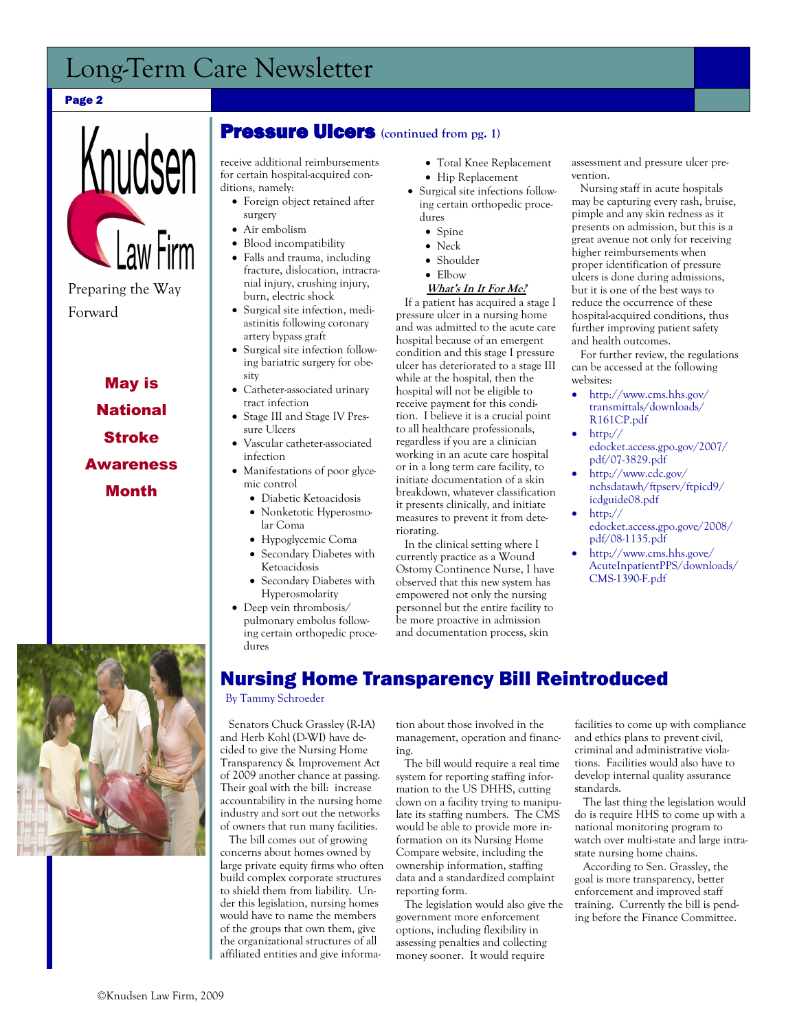Knudsen Law Firm

Preparing the Way Forward

**May is National Stroke Awareness Month**

## Pressure Ulcers (continued from pg. 1)

receive additional reimbursements for certain hospital-acquired conditions, namely:

- Foreign object retained after surgery
- Air embolism
- Blood incompatibility
- Falls and trauma, including fracture, dislocation, intracranial injury, crushing injury, burn, electric shock
- Surgical site infection, mediastinitis following coronary artery bypass graft
- Surgical site infection following bariatric surgery for obesity
- Catheter-associated urinary tract infection
- Stage III and Stage IV Pressure Ulcers
- Vascular catheter-associated infection
- Manifestations of poor glycemic control
  - Diabetic Ketoacidosis
  - Nonketotic Hyperosmolar Coma
  - Hypoglycemic Coma
  - Secondary Diabetes with Ketoacidosis
  - Secondary Diabetes with Hyperosmolarity
- Deep vein thrombosis/ pulmonary embolus following certain orthopedic procedures
  - Total Knee Replacement
  - Hip Replacement
- Surgical site infections following certain orthopedic procedures
  - Spine
  - Neck
  - Shoulder
  - Elbow

***What's In It For Me?***

If a patient has acquired a stage I pressure ulcer in a nursing home and was admitted to the acute care hospital because of an emergent condition and this stage I pressure ulcer has deteriorated to a stage III while at the hospital, then the hospital will not be eligible to receive payment for this condition. I believe it is a crucial point to all healthcare professionals, regardless if you are a clinician working in an acute care hospital or in a long term care facility, to initiate documentation of a skin breakdown, whatever classification it presents clinically, and initiate measures to prevent it from deteriorating.

In the clinical setting where I currently practice as a Wound Ostomy Continence Nurse, I have observed that this new system has empowered not only the nursing personnel but the entire facility to be more proactive in admission and documentation process, skin assessment and pressure ulcer prevention.

Nursing staff in acute hospitals may be capturing every rash, bruise, pimple and any skin redness as it presents on admission, but this is a great avenue not only for receiving higher reimbursements when proper identification of pressure ulcers is done during admissions, but it is one of the best ways to reduce the occurrence of these hospital-acquired conditions, thus further improving patient safety and health outcomes.

For further review, the regulations can be accessed at the following websites:

- http://www.cms.hhs.gov/transmittals/downloads/R161CP.pdf
- http://edocket.access.gpo.gov/2007/pdf/07-3829.pdf
- http://www.cdc.gov/nchsdatawh/ftpserv/ftpicd9/icdguide08.pdf
- http://edocket.access.gpo.gove/2008/pdf/08-1135.pdf
- http://www.cms.hhs.gove/AcuteInpatientPPS/downloads/CMS-1390-F.pdf

## Nursing Home Transparency Bill Reintroduced

By Tammy Schroeder

Senators Chuck Grassley (R-IA) and Herb Kohl (D-WI) have decided to give the Nursing Home Transparency & Improvement Act of 2009 another chance at passing. Their goal with the bill: increase accountability in the nursing home industry and sort out the networks of owners that run many facilities.

The bill comes out of growing concerns about homes owned by large private equity firms who often build complex corporate structures to shield them from liability. Under this legislation, nursing homes would have to name the members of the groups that own them, give the organizational structures of all affiliated entities and give information about those involved in the management, operation and financing.

The bill would require a real time system for reporting staffing information to the US DHHS, cutting down on a facility trying to manipulate its staffing numbers. The CMS would be able to provide more information on its Nursing Home Compare website, including the ownership information, staffing data and a standardized complaint reporting form.

The legislation would also give the government more enforcement options, including flexibility in assessing penalties and collecting money sooner. It would require facilities to come up with compliance and ethics plans to prevent civil, criminal and administrative violations. Facilities would also have to develop internal quality assurance standards.

The last thing the legislation would do is require HHS to come up with a national monitoring program to watch over multi-state and large intrastate nursing home chains.

According to Sen. Grassley, the goal is more transparency, better enforcement and improved staff training. Currently the bill is pending before the Finance Committee.

©Knudsen Law Firm, 2009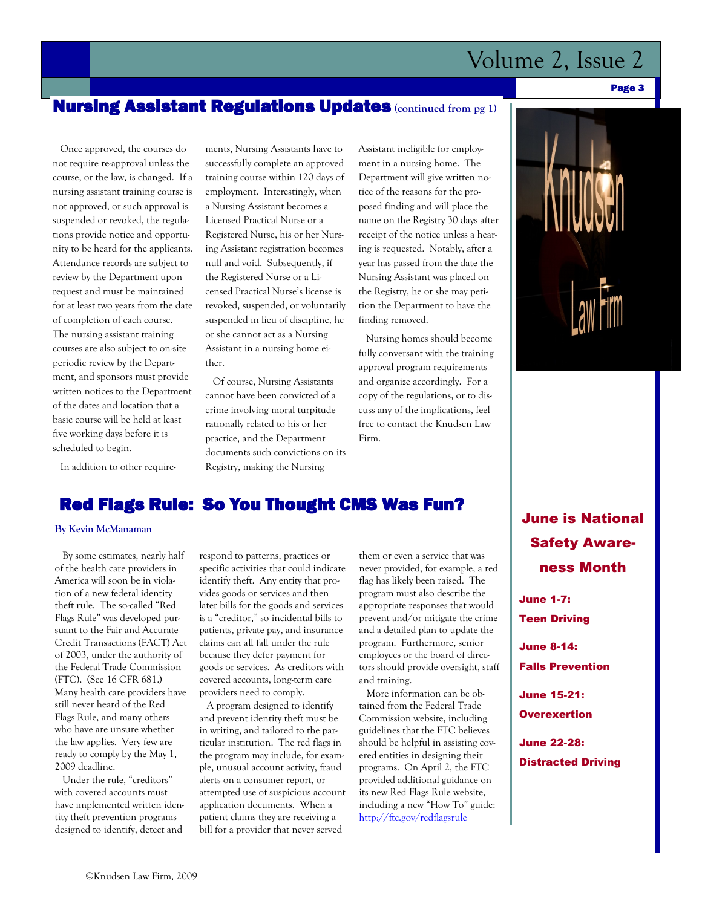## Nursing Assistant Regulations Updates (continued from pg 1)

Once approved, the courses do not require re-approval unless the course, or the law, is changed. If a nursing assistant training course is not approved, or such approval is suspended or revoked, the regulations provide notice and opportunity to be heard for the applicants. Attendance records are subject to review by the Department upon request and must be maintained for at least two years from the date of completion of each course. The nursing assistant training courses are also subject to on-site periodic review by the Department, and sponsors must provide written notices to the Department of the dates and location that a basic course will be held at least five working days before it is scheduled to begin.

In addition to other requirements, Nursing Assistants have to successfully complete an approved training course within 120 days of employment. Interestingly, when a Nursing Assistant becomes a Licensed Practical Nurse or a Registered Nurse, his or her Nursing Assistant registration becomes null and void. Subsequently, if the Registered Nurse or a Licensed Practical Nurse's license is revoked, suspended, or voluntarily suspended in lieu of discipline, he or she cannot act as a Nursing Assistant in a nursing home either.

Of course, Nursing Assistants cannot have been convicted of a crime involving moral turpitude rationally related to his or her practice, and the Department documents such convictions on its Registry, making the Nursing Assistant ineligible for employment in a nursing home. The Department will give written notice of the reasons for the proposed finding and will place the name on the Registry 30 days after receipt of the notice unless a hearing is requested. Notably, after a year has passed from the date the Nursing Assistant was placed on the Registry, he or she may petition the Department to have the finding removed.

Nursing homes should become fully conversant with the training approval program requirements and organize accordingly. For a copy of the regulations, or to discuss any of the implications, feel free to contact the Knudsen Law Firm.

## Red Flags Rule: So You Thought CMS Was Fun?

**By Kevin McManaman**

By some estimates, nearly half of the health care providers in America will soon be in violation of a new federal identity theft rule. The so-called "Red Flags Rule" was developed pursuant to the Fair and Accurate Credit Transactions (FACT) Act of 2003, under the authority of the Federal Trade Commission (FTC). (See 16 CFR 681.) Many health care providers have still never heard of the Red Flags Rule, and many others who have are unsure whether the law applies. Very few are ready to comply by the May 1, 2009 deadline.

Under the rule, "creditors" with covered accounts must have implemented written identity theft prevention programs designed to identify, detect and respond to patterns, practices or specific activities that could indicate identify theft. Any entity that provides goods or services and then later bills for the goods and services is a "creditor," so incidental bills to patients, private pay, and insurance claims can all fall under the rule because they defer payment for goods or services. As creditors with covered accounts, long-term care providers need to comply.

A program designed to identify and prevent identity theft must be in writing, and tailored to the particular institution. The red flags in the program may include, for example, unusual account activity, fraud alerts on a consumer report, or attempted use of suspicious account application documents. When a patient claims they are receiving a bill for a provider that never served them or even a service that was never provided, for example, a red flag has likely been raised. The program must also describe the appropriate responses that would prevent and/or mitigate the crime and a detailed plan to update the program. Furthermore, senior employees or the board of directors should provide oversight, staff and training.

More information can be obtained from the Federal Trade Commission website, including guidelines that the FTC believes should be helpful in assisting covered entities in designing their programs. On April 2, the FTC provided additional guidance on its new Red Flags Rule website, including a new "How To" guide: http://ftc.gov/redflagsrule

### June is National Safety Awareness Month

**June 1-7:** Teen Driving

**June 8-14:** Falls Prevention

**June 15-21:** Overexertion

**June 22-28:** Distracted Driving

©Knudsen Law Firm, 2009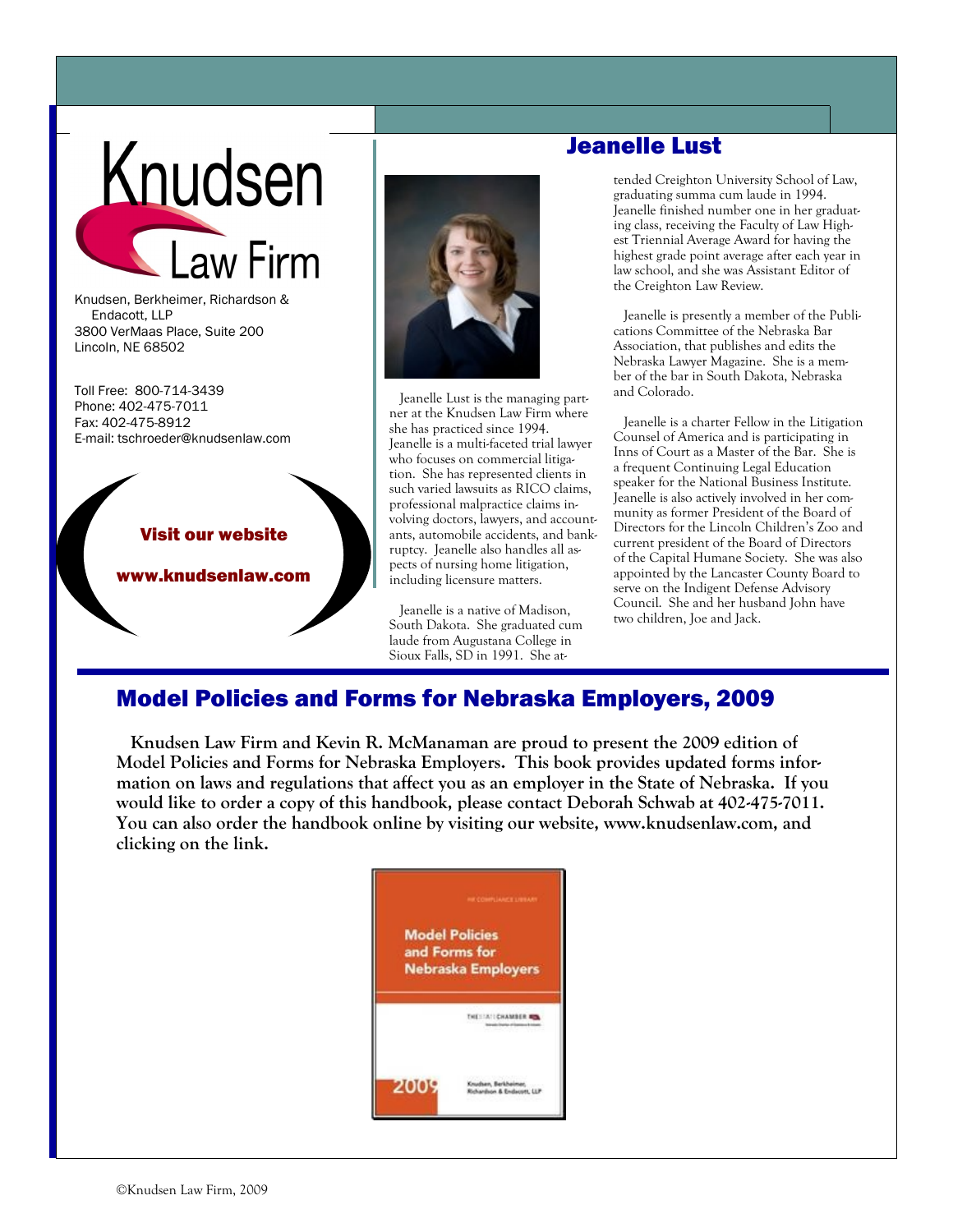Knudsen Law Firm

Knudsen, Berkheimer, Richardson & Endacott, LLP
3800 VerMaas Place, Suite 200
Lincoln, NE 68502

Toll Free: 800-714-3439
Phone: 402-475-7011
Fax: 402-475-8912
E-mail: tschroeder@knudsenlaw.com

**Visit our website**

**www.knudsenlaw.com**

## Jeanelle Lust

Jeanelle Lust is the managing partner at the Knudsen Law Firm where she has practiced since 1994. Jeanelle is a multi-faceted trial lawyer who focuses on commercial litigation. She has represented clients in such varied lawsuits as RICO claims, professional malpractice claims involving doctors, lawyers, and accountants, automobile accidents, and bankruptcy. Jeanelle also handles all aspects of nursing home litigation, including licensure matters.

Jeanelle is a native of Madison, South Dakota. She graduated cum laude from Augustana College in Sioux Falls, SD in 1991. She attended Creighton University School of Law, graduating summa cum laude in 1994. Jeanelle finished number one in her graduating class, receiving the Faculty of Law Highest Triennial Average Award for having the highest grade point average after each year in law school, and she was Assistant Editor of the Creighton Law Review.

Jeanelle is presently a member of the Publications Committee of the Nebraska Bar Association, that publishes and edits the Nebraska Lawyer Magazine. She is a member of the bar in South Dakota, Nebraska and Colorado.

Jeanelle is a charter Fellow in the Litigation Counsel of America and is participating in Inns of Court as a Master of the Bar. She is a frequent Continuing Legal Education speaker for the National Business Institute. Jeanelle is also actively involved in her community as former President of the Board of Directors for the Lincoln Children's Zoo and current president of the Board of Directors of the Capital Humane Society. She was also appointed by the Lancaster County Board to serve on the Indigent Defense Advisory Council. She and her husband John have two children, Joe and Jack.

## Model Policies and Forms for Nebraska Employers, 2009

**Knudsen Law Firm and Kevin R. McManaman are proud to present the 2009 edition of Model Policies and Forms for Nebraska Employers. This book provides updated forms information on laws and regulations that affect you as an employer in the State of Nebraska. If you would like to order a copy of this handbook, please contact Deborah Schwab at 402-475-7011. You can also order the handbook online by visiting our website, www.knudsenlaw.com, and clicking on the link.**

©Knudsen Law Firm, 2009